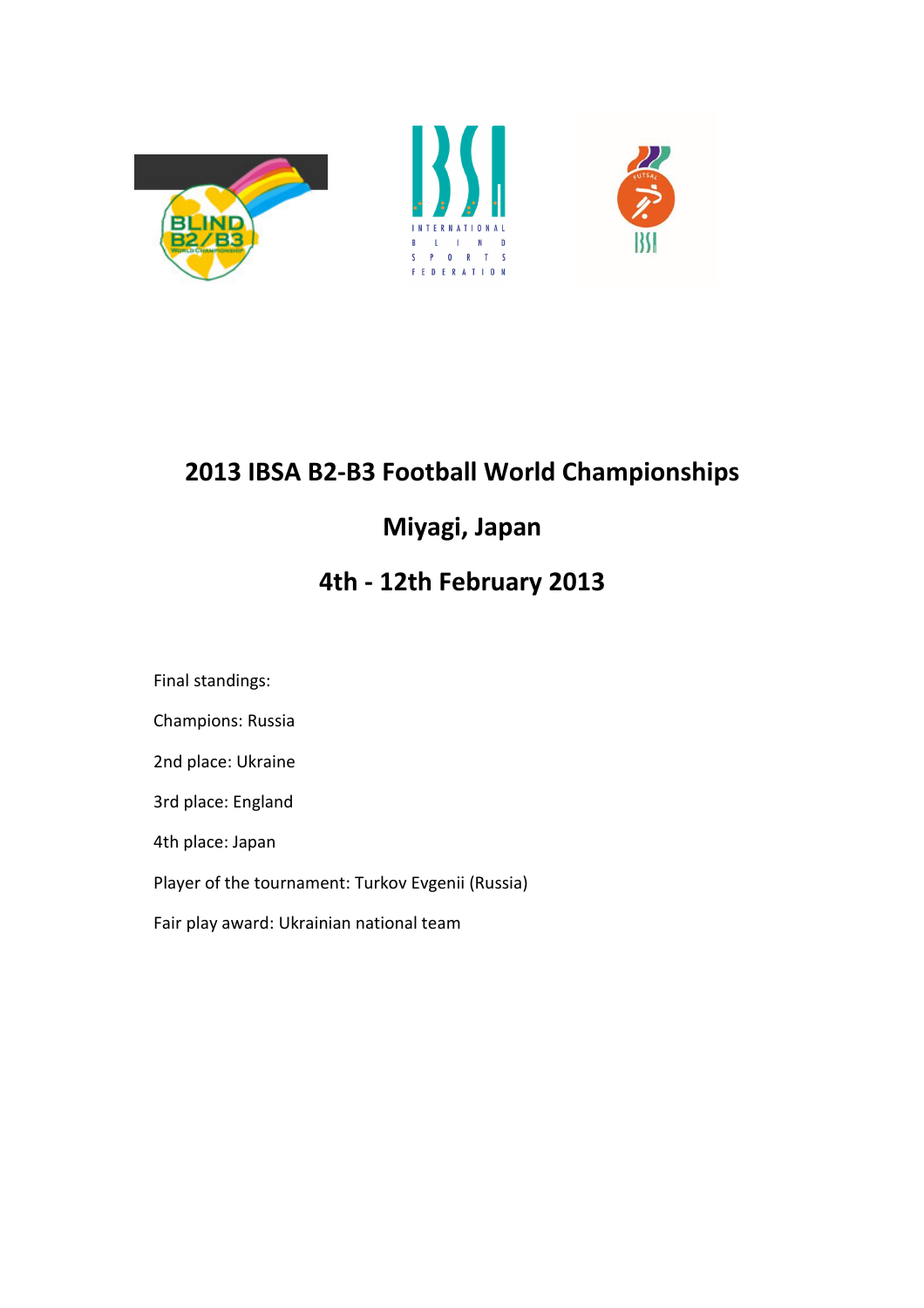# 2013 IBSA B2-B3 Football World Championships

# Miyagi, Japan

# 4th - 12th February 2013

Final standings:

Champions: Russia

2nd place: Ukraine

3rd place: England

4th place: Japan

Player of the tournament: Turkov Evgenii (Russia)

Fair play award: Ukrainian national team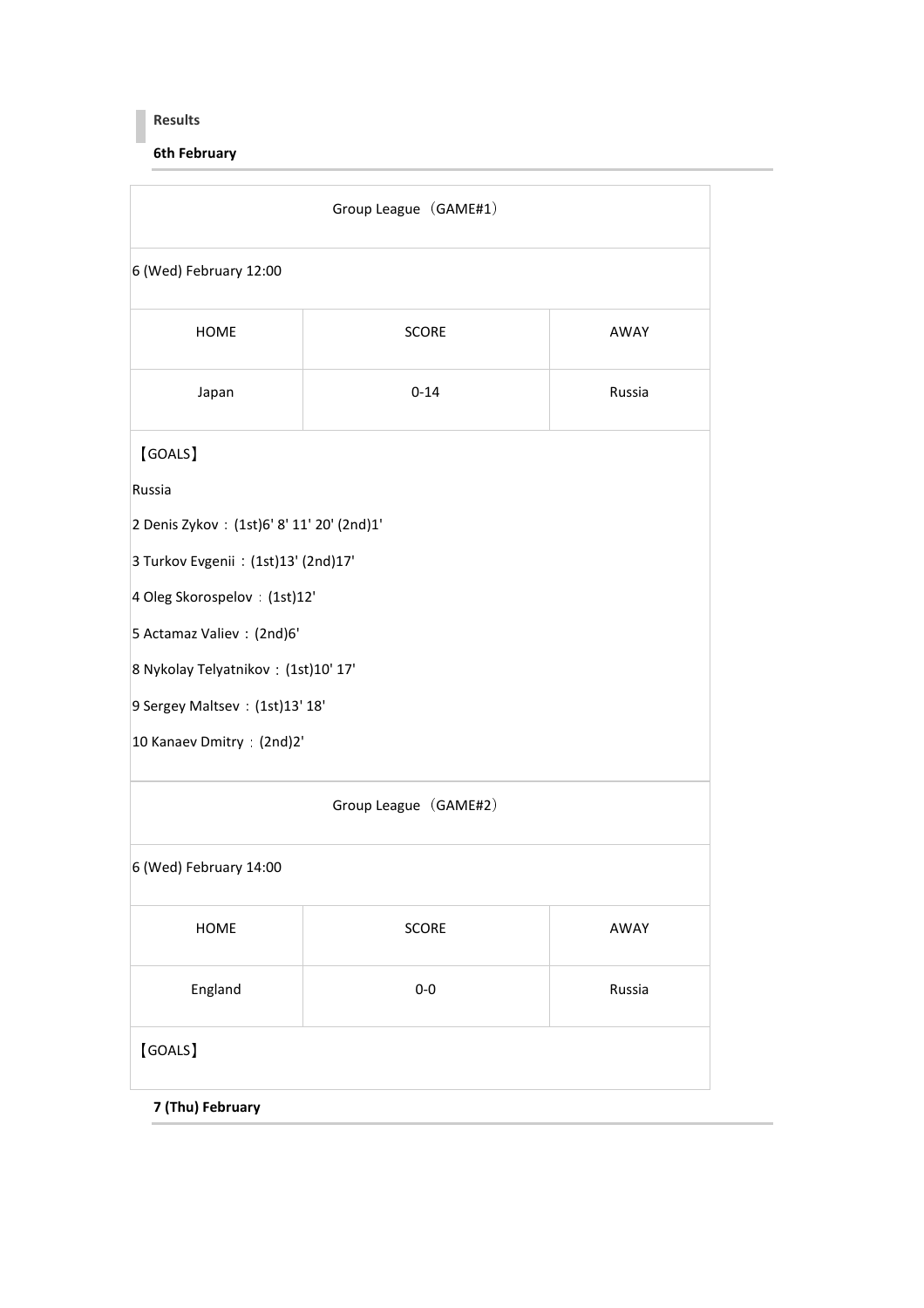**Results**

**6th February**

| Group League（GAME#1） | | |
|---|---|---|
| 6 (Wed) February 12:00 | | |
| HOME | SCORE | AWAY |
| Japan | 0-14 | Russia |

【GOALS】

Russia

2 Denis Zykov：(1st)6' 8' 11' 20' (2nd)1'

3 Turkov Evgenii：(1st)13' (2nd)17'

4 Oleg Skorospelov：(1st)12'

5 Actamaz Valiev：(2nd)6'

8 Nykolay Telyatnikov：(1st)10' 17'

9 Sergey Maltsev：(1st)13' 18'

10 Kanaev Dmitry：(2nd)2'

| Group League（GAME#2） | | |
|---|---|---|
| 6 (Wed) February 14:00 | | |
| HOME | SCORE | AWAY |
| England | 0-0 | Russia |

【GOALS】

**7 (Thu) February**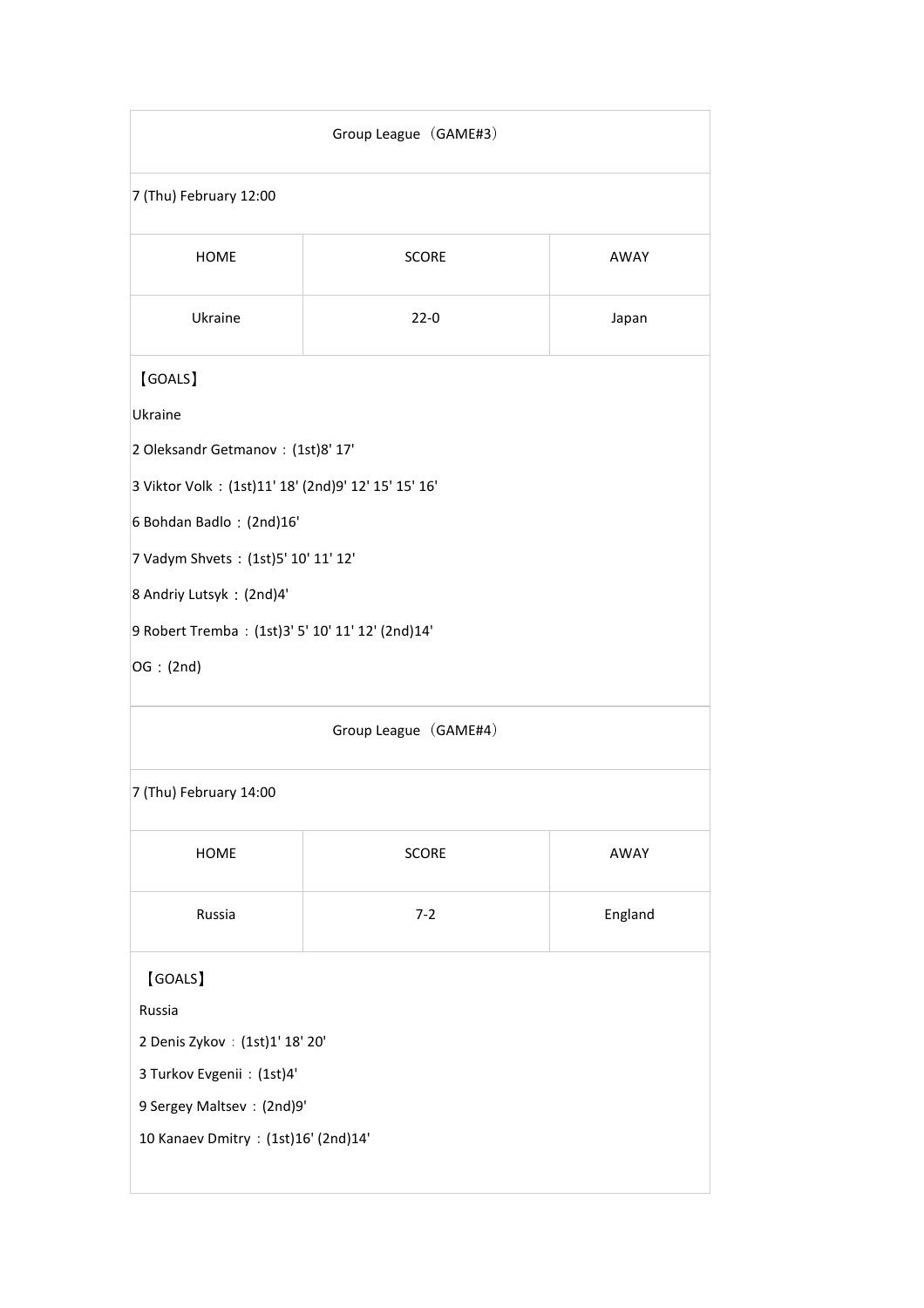Group League（GAME#3）

7 (Thu) February 12:00

| HOME | SCORE | AWAY |
|---|---|---|
| Ukraine | 22-0 | Japan |

【GOALS】

Ukraine

2 Oleksandr Getmanov：(1st)8' 17'

3 Viktor Volk：(1st)11' 18' (2nd)9' 12' 15' 15' 16'

6 Bohdan Badlo：(2nd)16'

7 Vadym Shvets：(1st)5' 10' 11' 12'

8 Andriy Lutsyk：(2nd)4'

9 Robert Tremba：(1st)3' 5' 10' 11' 12' (2nd)14'

OG：(2nd)

Group League（GAME#4）

7 (Thu) February 14:00

| HOME | SCORE | AWAY |
|---|---|---|
| Russia | 7-2 | England |

【GOALS】

Russia

2 Denis Zykov：(1st)1' 18' 20'

3 Turkov Evgenii：(1st)4'

9 Sergey Maltsev：(2nd)9'

10 Kanaev Dmitry：(1st)16' (2nd)14'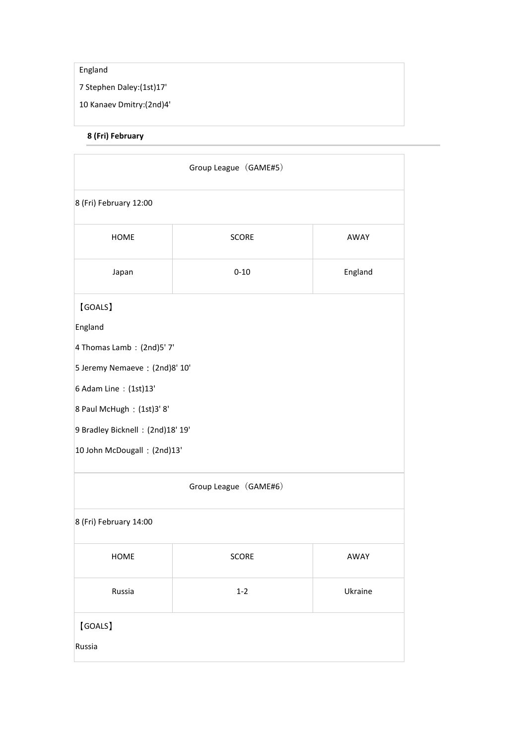England

7 Stephen Daley:(1st)17'

10 Kanaev Dmitry:(2nd)4'

**8 (Fri) February**

Group League（GAME#5）

8 (Fri) February 12:00

| HOME | SCORE | AWAY |
|---|---|---|
| Japan | 0-10 | England |

【GOALS】

England

4 Thomas Lamb：(2nd)5' 7'

5 Jeremy Nemaeve：(2nd)8' 10'

6 Adam Line：(1st)13'

8 Paul McHugh：(1st)3' 8'

9 Bradley Bicknell：(2nd)18' 19'

10 John McDougall：(2nd)13'

Group League（GAME#6）

8 (Fri) February 14:00

| HOME | SCORE | AWAY |
|---|---|---|
| Russia | 1-2 | Ukraine |

【GOALS】

Russia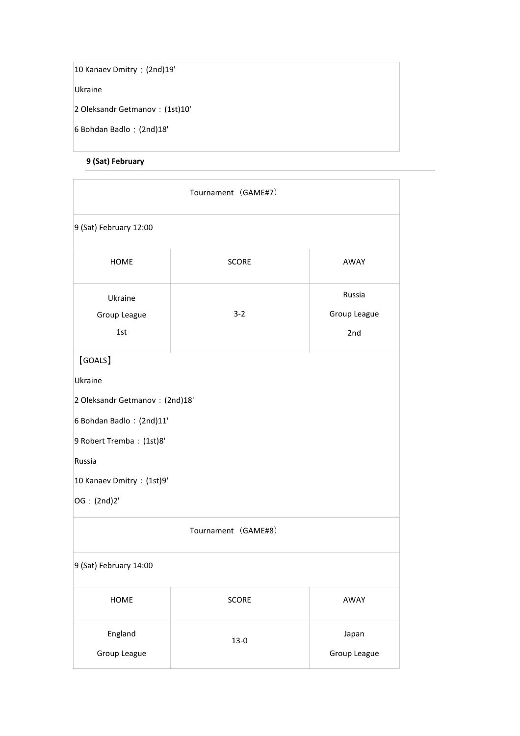10 Kanaev Dmitry：(2nd)19'

Ukraine

2 Oleksandr Getmanov：(1st)10'

6 Bohdan Badlo：(2nd)18'

**9 (Sat) February**

| Tournament（GAME#7） | | |
|---|---|---|
| 9 (Sat) February 12:00 | | |
| HOME | SCORE | AWAY |
| Ukraine<br>Group League<br>1st | 3-2 | Russia<br>Group League<br>2nd |

【GOALS】

Ukraine

2 Oleksandr Getmanov：(2nd)18'

6 Bohdan Badlo：(2nd)11'

9 Robert Tremba：(1st)8'

Russia

10 Kanaev Dmitry：(1st)9'

OG：(2nd)2'

| Tournament（GAME#8） | | |
|---|---|---|
| 9 (Sat) February 14:00 | | |
| HOME | SCORE | AWAY |
| England<br>Group League | 13-0 | Japan<br>Group League |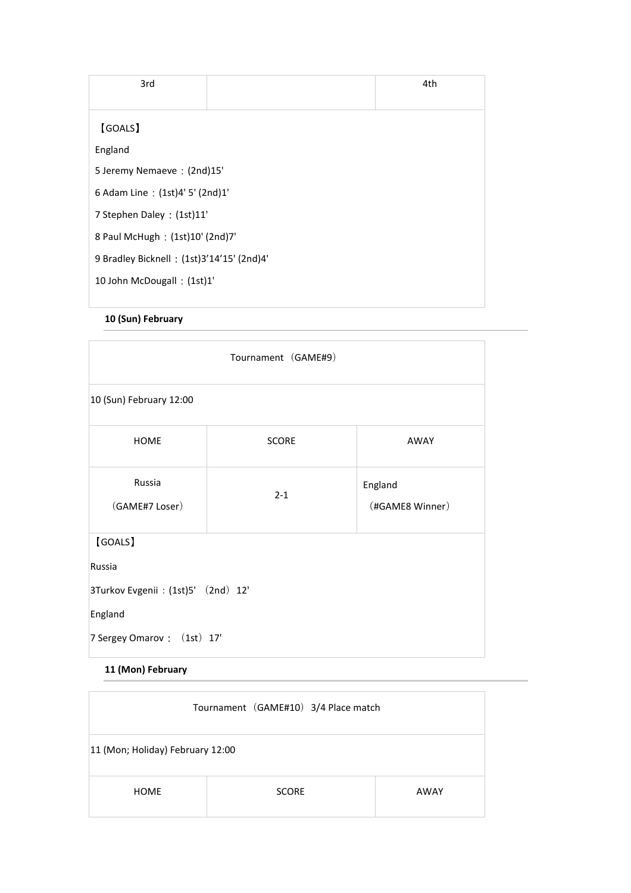| 3rd | | 4th |
| --- | --- | --- |

【GOALS】

England

5 Jeremy Nemaeve：(2nd)15'

6 Adam Line：(1st)4' 5' (2nd)1'

7 Stephen Daley：(1st)11'

8 Paul McHugh：(1st)10' (2nd)7'

9 Bradley Bicknell：(1st)3'14'15' (2nd)4'

10 John McDougall：(1st)1'

**10 (Sun) February**

| Tournament（GAME#9） | | |
| --- | --- | --- |
| 10 (Sun) February 12:00 | | |
| HOME | SCORE | AWAY |
| Russia<br>（GAME#7 Loser） | 2-1 | England<br>（#GAME8 Winner） |

【GOALS】

Russia

3Turkov Evgenii：(1st)5'（2nd）12'

England

7 Sergey Omarov：（1st）17'

**11 (Mon) February**

| Tournament（GAME#10）3/4 Place match | | |
| --- | --- | --- |
| 11 (Mon; Holiday) February 12:00 | | |
| HOME | SCORE | AWAY |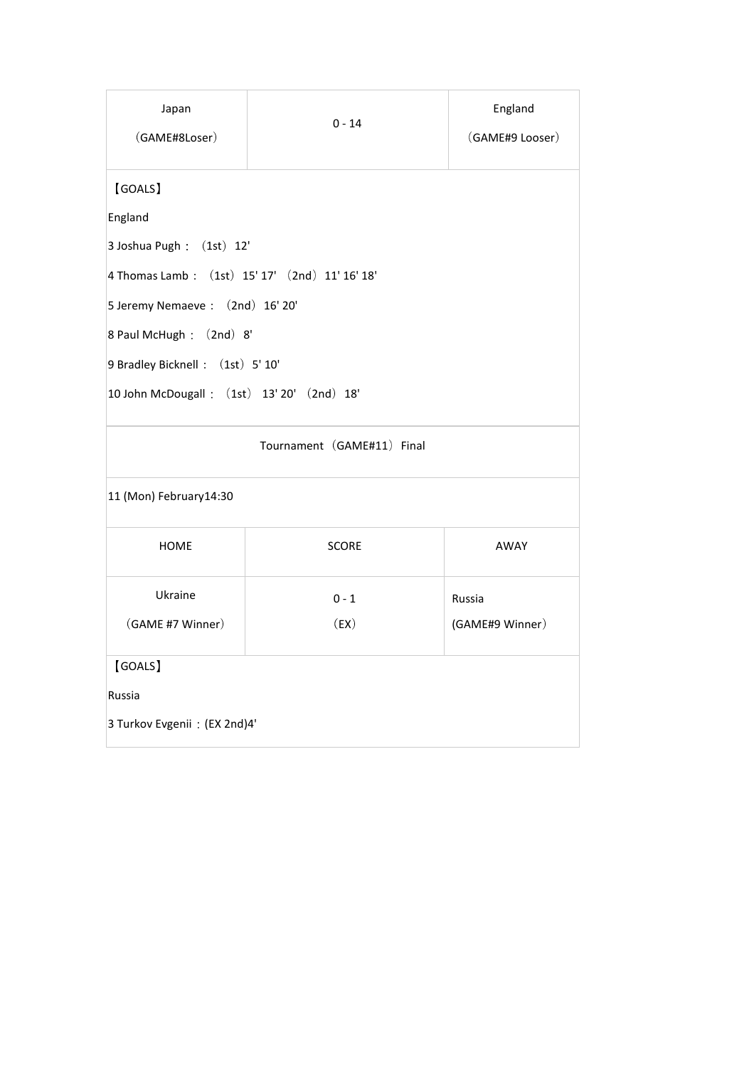| Japan<br>（GAME#8Loser） | 0 - 14 | England<br>（GAME#9 Looser） |
|---|---|---|

【GOALS】

England

3 Joshua Pugh：（1st）12'

4 Thomas Lamb：（1st）15' 17'（2nd）11' 16' 18'

5 Jeremy Nemaeve：（2nd）16' 20'

8 Paul McHugh：（2nd）8'

9 Bradley Bicknell：（1st）5' 10'

10 John McDougall：（1st） 13' 20'（2nd）18'

Tournament（GAME#11）Final

11 (Mon) February14:30

| HOME | SCORE | AWAY |
|---|---|---|
| Ukraine<br>（GAME #7 Winner） | 0 - 1<br>（EX） | Russia<br>(GAME#9 Winner） |

【GOALS】

Russia

3 Turkov Evgenii：(EX 2nd)4'